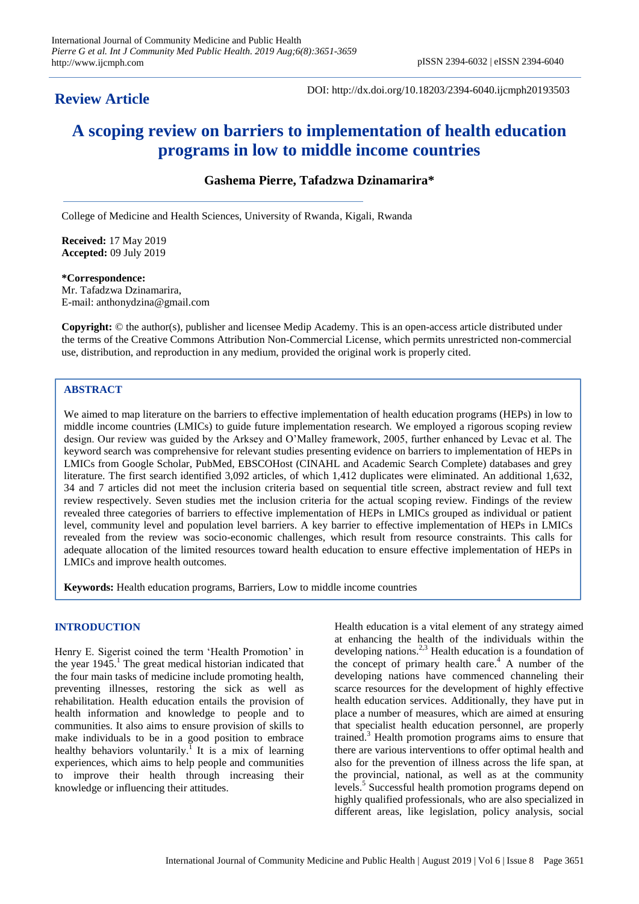**Review Article**

DOI: http://dx.doi.org/10.18203/2394-6040.ijcmph20193503

# A scoping review on barriers to implementation of health education programs in low to middle income countries

**Gashema Pierre, Tafadzwa Dzinamarira***

College of Medicine and Health Sciences, University of Rwanda, Kigali, Rwanda

**Received:** 17 May 2019
**Accepted:** 09 July 2019

***Correspondence:**
Mr. Tafadzwa Dzinamarira,
E-mail: anthonydzina@gmail.com

**Copyright:** © the author(s), publisher and licensee Medip Academy. This is an open-access article distributed under the terms of the Creative Commons Attribution Non-Commercial License, which permits unrestricted non-commercial use, distribution, and reproduction in any medium, provided the original work is properly cited.

## ABSTRACT

We aimed to map literature on the barriers to effective implementation of health education programs (HEPs) in low to middle income countries (LMICs) to guide future implementation research. We employed a rigorous scoping review design. Our review was guided by the Arksey and O'Malley framework, 2005, further enhanced by Levac et al. The keyword search was comprehensive for relevant studies presenting evidence on barriers to implementation of HEPs in LMICs from Google Scholar, PubMed, EBSCOHost (CINAHL and Academic Search Complete) databases and grey literature. The first search identified 3,092 articles, of which 1,412 duplicates were eliminated. An additional 1,632, 34 and 7 articles did not meet the inclusion criteria based on sequential title screen, abstract review and full text review respectively. Seven studies met the inclusion criteria for the actual scoping review. Findings of the review revealed three categories of barriers to effective implementation of HEPs in LMICs grouped as individual or patient level, community level and population level barriers. A key barrier to effective implementation of HEPs in LMICs revealed from the review was socio-economic challenges, which result from resource constraints. This calls for adequate allocation of the limited resources toward health education to ensure effective implementation of HEPs in LMICs and improve health outcomes.

**Keywords:** Health education programs, Barriers, Low to middle income countries

## INTRODUCTION

Henry E. Sigerist coined the term 'Health Promotion' in the year 1945.[1] The great medical historian indicated that the four main tasks of medicine include promoting health, preventing illnesses, restoring the sick as well as rehabilitation. Health education entails the provision of health information and knowledge to people and to communities. It also aims to ensure provision of skills to make individuals to be in a good position to embrace healthy behaviors voluntarily.[1] It is a mix of learning experiences, which aims to help people and communities to improve their health through increasing their knowledge or influencing their attitudes.

Health education is a vital element of any strategy aimed at enhancing the health of the individuals within the developing nations.[2,3] Health education is a foundation of the concept of primary health care.[4] A number of the developing nations have commenced channeling their scarce resources for the development of highly effective health education services. Additionally, they have put in place a number of measures, which are aimed at ensuring that specialist health education personnel, are properly trained.[3] Health promotion programs aims to ensure that there are various interventions to offer optimal health and also for the prevention of illness across the life span, at the provincial, national, as well as at the community levels.[5] Successful health promotion programs depend on highly qualified professionals, who are also specialized in different areas, like legislation, policy analysis, social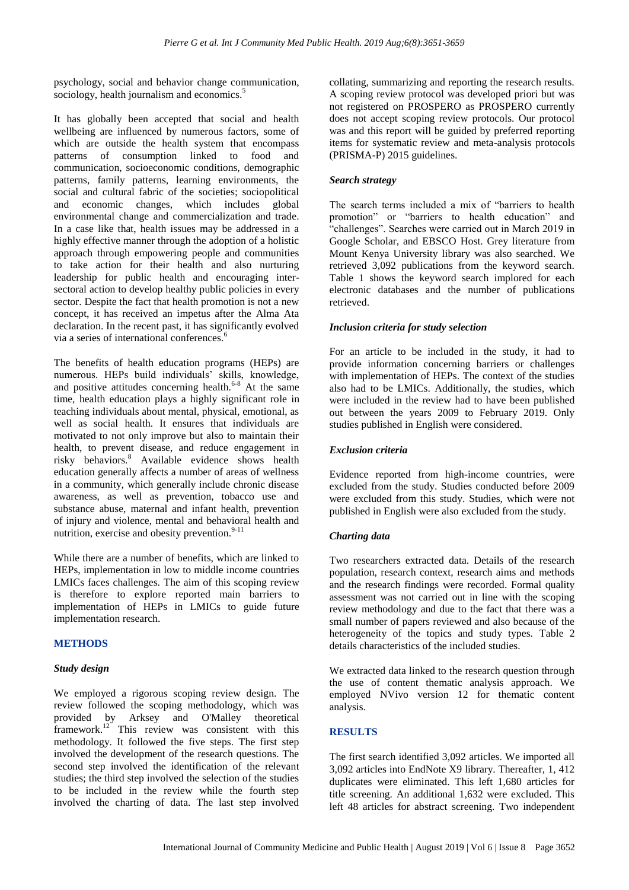psychology, social and behavior change communication, sociology, health journalism and economics.[5]

It has globally been accepted that social and health wellbeing are influenced by numerous factors, some of which are outside the health system that encompass patterns of consumption linked to food and communication, socioeconomic conditions, demographic patterns, family patterns, learning environments, the social and cultural fabric of the societies; sociopolitical and economic changes, which includes global environmental change and commercialization and trade. In a case like that, health issues may be addressed in a highly effective manner through the adoption of a holistic approach through empowering people and communities to take action for their health and also nurturing leadership for public health and encouraging inter-sectoral action to develop healthy public policies in every sector. Despite the fact that health promotion is not a new concept, it has received an impetus after the Alma Ata declaration. In the recent past, it has significantly evolved via a series of international conferences.[6]

The benefits of health education programs (HEPs) are numerous. HEPs build individuals' skills, knowledge, and positive attitudes concerning health.[6-8] At the same time, health education plays a highly significant role in teaching individuals about mental, physical, emotional, as well as social health. It ensures that individuals are motivated to not only improve but also to maintain their health, to prevent disease, and reduce engagement in risky behaviors.[8] Available evidence shows health education generally affects a number of areas of wellness in a community, which generally include chronic disease awareness, as well as prevention, tobacco use and substance abuse, maternal and infant health, prevention of injury and violence, mental and behavioral health and nutrition, exercise and obesity prevention.[9-11]

While there are a number of benefits, which are linked to HEPs, implementation in low to middle income countries LMICs faces challenges. The aim of this scoping review is therefore to explore reported main barriers to implementation of HEPs in LMICs to guide future implementation research.

## METHODS

### *Study design*

We employed a rigorous scoping review design. The review followed the scoping methodology, which was provided by Arksey and O'Malley theoretical framework.[12] This review was consistent with this methodology. It followed the five steps. The first step involved the development of the research questions. The second step involved the identification of the relevant studies; the third step involved the selection of the studies to be included in the review while the fourth step involved the charting of data. The last step involved collating, summarizing and reporting the research results. A scoping review protocol was developed priori but was not registered on PROSPERO as PROSPERO currently does not accept scoping review protocols. Our protocol was and this report will be guided by preferred reporting items for systematic review and meta-analysis protocols (PRISMA-P) 2015 guidelines.

### *Search strategy*

The search terms included a mix of "barriers to health promotion" or "barriers to health education" and "challenges". Searches were carried out in March 2019 in Google Scholar, and EBSCO Host. Grey literature from Mount Kenya University library was also searched. We retrieved 3,092 publications from the keyword search. Table 1 shows the keyword search implored for each electronic databases and the number of publications retrieved.

### *Inclusion criteria for study selection*

For an article to be included in the study, it had to provide information concerning barriers or challenges with implementation of HEPs. The context of the studies also had to be LMICs. Additionally, the studies, which were included in the review had to have been published out between the years 2009 to February 2019. Only studies published in English were considered.

### *Exclusion criteria*

Evidence reported from high-income countries, were excluded from the study. Studies conducted before 2009 were excluded from this study. Studies, which were not published in English were also excluded from the study.

### *Charting data*

Two researchers extracted data. Details of the research population, research context, research aims and methods and the research findings were recorded. Formal quality assessment was not carried out in line with the scoping review methodology and due to the fact that there was a small number of papers reviewed and also because of the heterogeneity of the topics and study types. Table 2 details characteristics of the included studies.

We extracted data linked to the research question through the use of content thematic analysis approach. We employed NVivo version 12 for thematic content analysis.

## RESULTS

The first search identified 3,092 articles. We imported all 3,092 articles into EndNote X9 library. Thereafter, 1, 412 duplicates were eliminated. This left 1,680 articles for title screening. An additional 1,632 were excluded. This left 48 articles for abstract screening. Two independent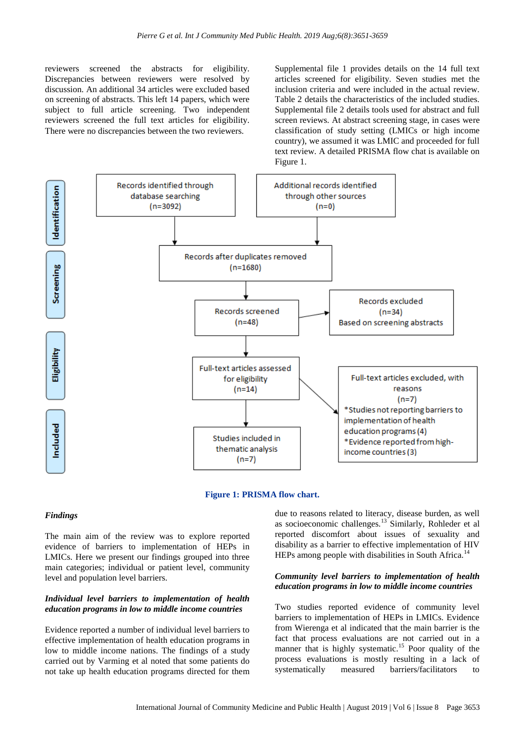reviewers screened the abstracts for eligibility. Discrepancies between reviewers were resolved by discussion. An additional 34 articles were excluded based on screening of abstracts. This left 14 papers, which were subject to full article screening. Two independent reviewers screened the full text articles for eligibility. There were no discrepancies between the two reviewers.

Supplemental file 1 provides details on the 14 full text articles screened for eligibility. Seven studies met the inclusion criteria and were included in the actual review. Table 2 details the characteristics of the included studies. Supplemental file 2 details tools used for abstract and full screen reviews. At abstract screening stage, in cases were classification of study setting (LMICs or high income country), we assumed it was LMIC and proceeded for full text review. A detailed PRISMA flow chat is available on Figure 1.

Identification

Records identified through database searching (n=3092)

Additional records identified through other sources (n=0)

Screening

Records after duplicates removed (n=1680)

Records screened (n=48)

Records excluded (n=34) Based on screening abstracts

Eligibility

Full-text articles assessed for eligibility (n=14)

Full-text articles excluded, with reasons (n=7)
*Studies not reporting barriers to implementation of health education programs (4)
*Evidence reported from high-income countries (3)

Included

Studies included in thematic analysis (n=7)

**Figure 1: PRISMA flow chart.**

### *Findings*

The main aim of the review was to explore reported evidence of barriers to implementation of HEPs in LMICs. Here we present our findings grouped into three main categories; individual or patient level, community level and population level barriers.

### *Individual level barriers to implementation of health education programs in low to middle income countries*

Evidence reported a number of individual level barriers to effective implementation of health education programs in low to middle income nations. The findings of a study carried out by Varming et al noted that some patients do not take up health education programs directed for them due to reasons related to literacy, disease burden, as well as socioeconomic challenges.[13] Similarly, Rohleder et al reported discomfort about issues of sexuality and disability as a barrier to effective implementation of HIV HEPs among people with disabilities in South Africa.[14]

### *Community level barriers to implementation of health education programs in low to middle income countries*

Two studies reported evidence of community level barriers to implementation of HEPs in LMICs. Evidence from Wierenga et al indicated that the main barrier is the fact that process evaluations are not carried out in a manner that is highly systematic.[15] Poor quality of the process evaluations is mostly resulting in a lack of systematically measured barriers/facilitators to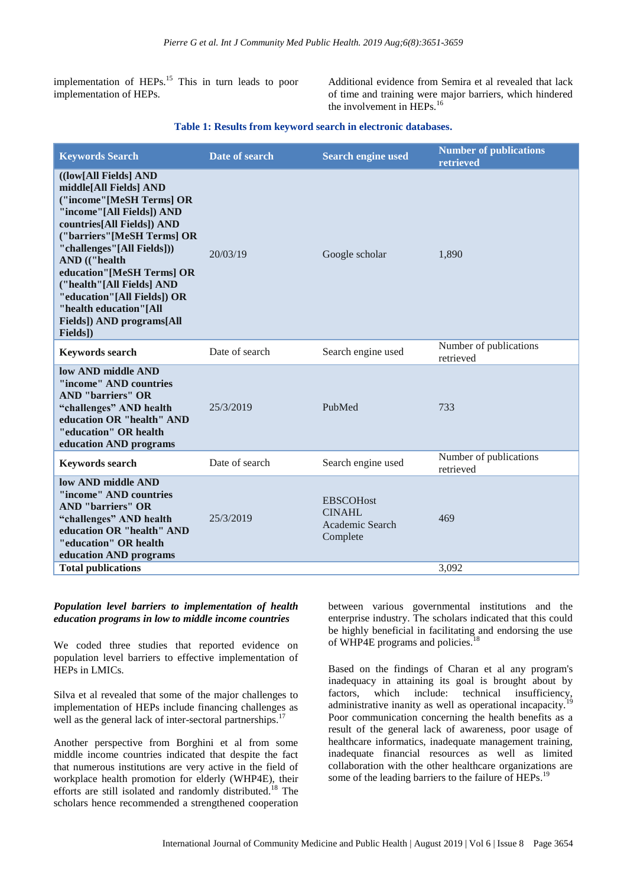implementation of HEPs.[15] This in turn leads to poor implementation of HEPs.

Additional evidence from Semira et al revealed that lack of time and training were major barriers, which hindered the involvement in HEPs.[16]

**Table 1: Results from keyword search in electronic databases.**

| Keywords Search | Date of search | Search engine used | Number of publications retrieved |
|---|---|---|---|
| **((low[All Fields] AND middle[All Fields] AND ("income"[MeSH Terms] OR "income"[All Fields]) AND countries[All Fields]) AND ("barriers"[MeSH Terms] OR "challenges"[All Fields])) AND (("health education"[MeSH Terms] OR ("health"[All Fields] AND "education"[All Fields]) OR "health education"[All Fields]) AND programs[All Fields])** | 20/03/19 | Google scholar | 1,890 |
| **Keywords search** | Date of search | Search engine used | Number of publications retrieved |
| **low AND middle AND "income" AND countries AND "barriers" OR "challenges" AND health education OR "health" AND "education" OR health education AND programs** | 25/3/2019 | PubMed | 733 |
| **Keywords search** | Date of search | Search engine used | Number of publications retrieved |
| **low AND middle AND "income" AND countries AND "barriers" OR "challenges" AND health education OR "health" AND "education" OR health education AND programs** | 25/3/2019 | EBSCOHost CINAHL Academic Search Complete | 469 |
| **Total publications** | | | 3,092 |

***Population level barriers to implementation of health education programs in low to middle income countries***

We coded three studies that reported evidence on population level barriers to effective implementation of HEPs in LMICs.

Silva et al revealed that some of the major challenges to implementation of HEPs include financing challenges as well as the general lack of inter-sectoral partnerships.[17]

Another perspective from Borghini et al from some middle income countries indicated that despite the fact that numerous institutions are very active in the field of workplace health promotion for elderly (WHP4E), their efforts are still isolated and randomly distributed.[18] The scholars hence recommended a strengthened cooperation between various governmental institutions and the enterprise industry. The scholars indicated that this could be highly beneficial in facilitating and endorsing the use of WHP4E programs and policies.[18]

Based on the findings of Charan et al any program's inadequacy in attaining its goal is brought about by factors, which include: technical insufficiency, administrative inanity as well as operational incapacity.[19] Poor communication concerning the health benefits as a result of the general lack of awareness, poor usage of healthcare informatics, inadequate management training, inadequate financial resources as well as limited collaboration with the other healthcare organizations are some of the leading barriers to the failure of HEPs.[19]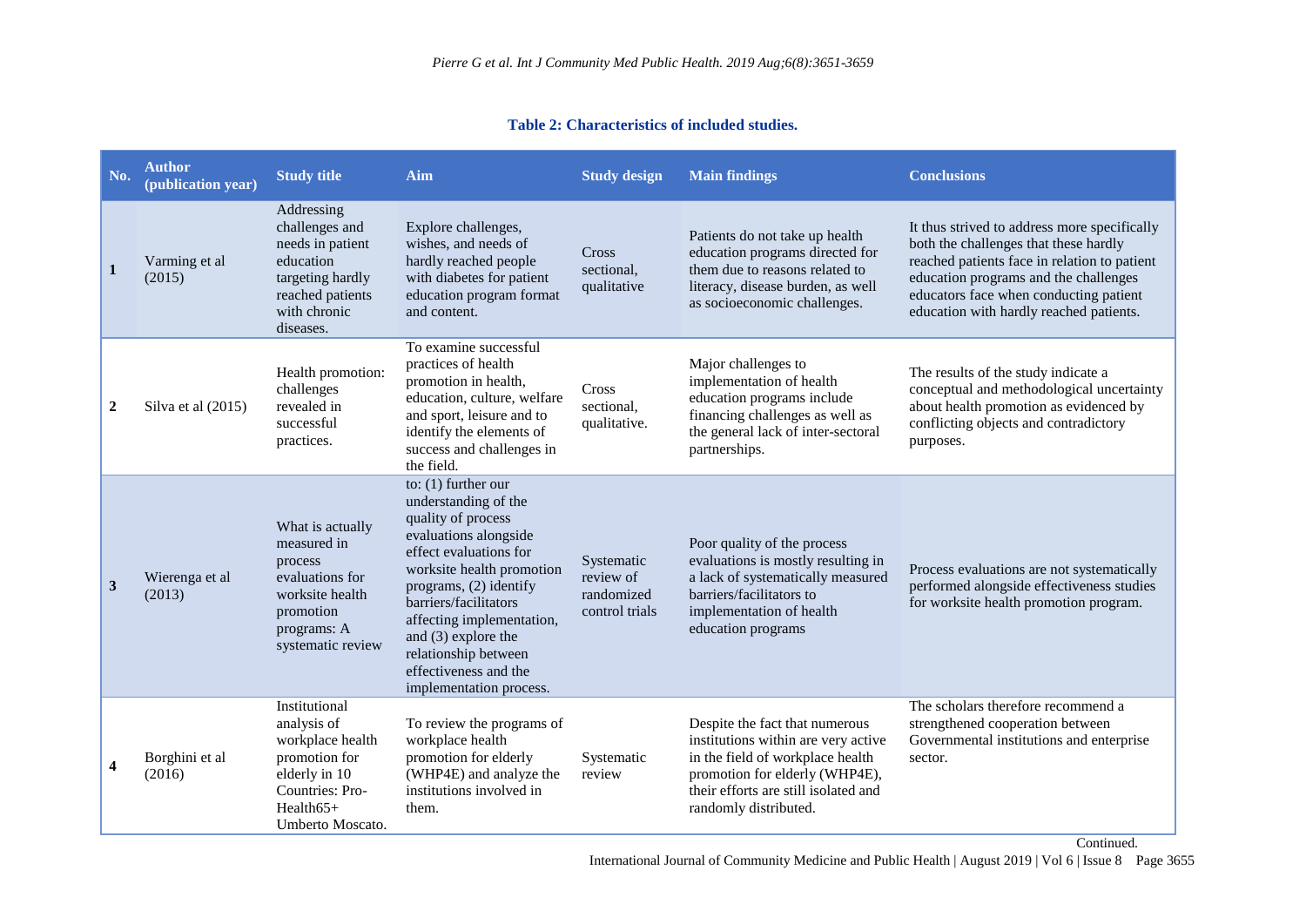**Table 2: Characteristics of included studies.**

| No. | Author (publication year) | Study title | Aim | Study design | Main findings | Conclusions |
|---|---|---|---|---|---|---|
| 1 | Varming et al (2015) | Addressing challenges and needs in patient education targeting hardly reached patients with chronic diseases. | Explore challenges, wishes, and needs of hardly reached people with diabetes for patient education program format and content. | Cross sectional, qualitative | Patients do not take up health education programs directed for them due to reasons related to literacy, disease burden, as well as socioeconomic challenges. | It thus strived to address more specifically both the challenges that these hardly reached patients face in relation to patient education programs and the challenges educators face when conducting patient education with hardly reached patients. |
| 2 | Silva et al (2015) | Health promotion: challenges revealed in successful practices. | To examine successful practices of health promotion in health, education, culture, welfare and sport, leisure and to identify the elements of success and challenges in the field. | Cross sectional, qualitative. | Major challenges to implementation of health education programs include financing challenges as well as the general lack of inter-sectoral partnerships. | The results of the study indicate a conceptual and methodological uncertainty about health promotion as evidenced by conflicting objects and contradictory purposes. |
| 3 | Wierenga et al (2013) | What is actually measured in process evaluations for worksite health promotion programs: A systematic review | to: (1) further our understanding of the quality of process evaluations alongside effect evaluations for worksite health promotion programs, (2) identify barriers/facilitators affecting implementation, and (3) explore the relationship between effectiveness and the implementation process. | Systematic review of randomized control trials | Poor quality of the process evaluations is mostly resulting in a lack of systematically measured barriers/facilitators to implementation of health education programs | Process evaluations are not systematically performed alongside effectiveness studies for worksite health promotion program. |
| 4 | Borghini et al (2016) | Institutional analysis of workplace health promotion for elderly in 10 Countries: Pro-Health65+ Umberto Moscato. | To review the programs of workplace health promotion for elderly (WHP4E) and analyze the institutions involved in them. | Systematic review | Despite the fact that numerous institutions within are very active in the field of workplace health promotion for elderly (WHP4E), their efforts are still isolated and randomly distributed. | The scholars therefore recommend a strengthened cooperation between Governmental institutions and enterprise sector. |

Continued.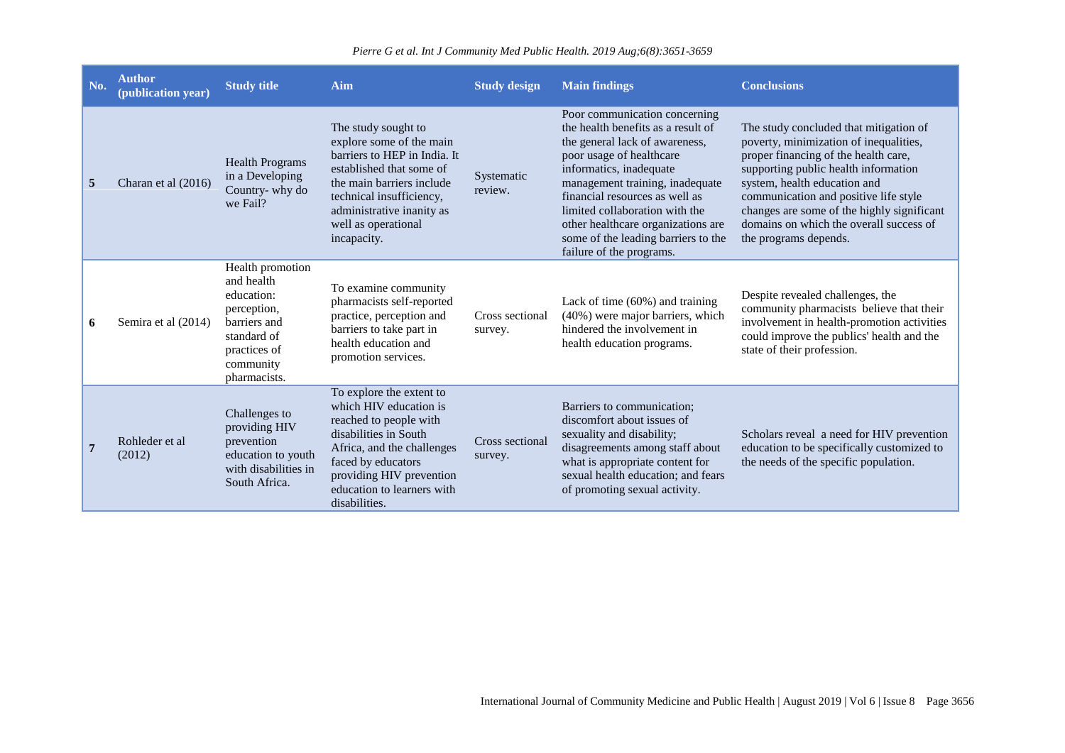| No. | Author (publication year) | Study title | Aim | Study design | Main findings | Conclusions |
|---|---|---|---|---|---|---|
| 5 | Charan et al (2016) | Health Programs in a Developing Country- why do we Fail? | The study sought to explore some of the main barriers to HEP in India. It established that some of the main barriers include technical insufficiency, administrative inanity as well as operational incapacity. | Systematic review. | Poor communication concerning the health benefits as a result of the general lack of awareness, poor usage of healthcare informatics, inadequate management training, inadequate financial resources as well as limited collaboration with the other healthcare organizations are some of the leading barriers to the failure of the programs. | The study concluded that mitigation of poverty, minimization of inequalities, proper financing of the health care, supporting public health information system, health education and communication and positive life style changes are some of the highly significant domains on which the overall success of the programs depends. |
| 6 | Semira et al (2014) | Health promotion and health education: perception, barriers and standard of practices of community pharmacists. | To examine community pharmacists self-reported practice, perception and barriers to take part in health education and promotion services. | Cross sectional survey. | Lack of time (60%) and training (40%) were major barriers, which hindered the involvement in health education programs. | Despite revealed challenges, the community pharmacists believe that their involvement in health-promotion activities could improve the publics' health and the state of their profession. |
| 7 | Rohleder et al (2012) | Challenges to providing HIV prevention education to youth with disabilities in South Africa. | To explore the extent to which HIV education is reached to people with disabilities in South Africa, and the challenges faced by educators providing HIV prevention education to learners with disabilities. | Cross sectional survey. | Barriers to communication; discomfort about issues of sexuality and disability; disagreements among staff about what is appropriate content for sexual health education; and fears of promoting sexual activity. | Scholars reveal a need for HIV prevention education to be specifically customized to the needs of the specific population. |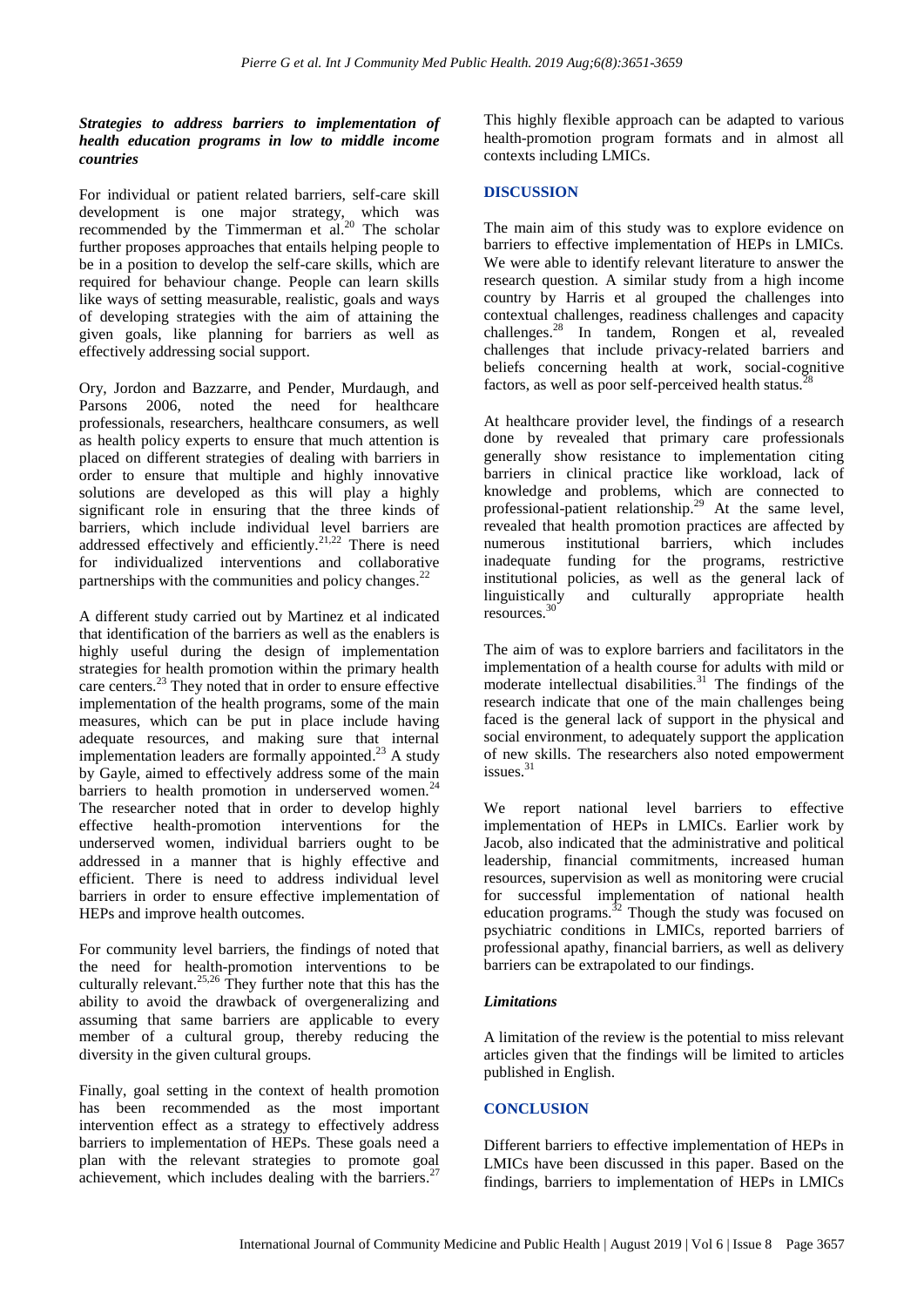### *Strategies to address barriers to implementation of health education programs in low to middle income countries*

For individual or patient related barriers, self-care skill development is one major strategy, which was recommended by the Timmerman et al.[20] The scholar further proposes approaches that entails helping people to be in a position to develop the self-care skills, which are required for behaviour change. People can learn skills like ways of setting measurable, realistic, goals and ways of developing strategies with the aim of attaining the given goals, like planning for barriers as well as effectively addressing social support.

Ory, Jordon and Bazzarre, and Pender, Murdaugh, and Parsons 2006, noted the need for healthcare professionals, researchers, healthcare consumers, as well as health policy experts to ensure that much attention is placed on different strategies of dealing with barriers in order to ensure that multiple and highly innovative solutions are developed as this will play a highly significant role in ensuring that the three kinds of barriers, which include individual level barriers are addressed effectively and efficiently.[21,22] There is need for individualized interventions and collaborative partnerships with the communities and policy changes.[22]

A different study carried out by Martinez et al indicated that identification of the barriers as well as the enablers is highly useful during the design of implementation strategies for health promotion within the primary health care centers.[23] They noted that in order to ensure effective implementation of the health programs, some of the main measures, which can be put in place include having adequate resources, and making sure that internal implementation leaders are formally appointed.[23] A study by Gayle, aimed to effectively address some of the main barriers to health promotion in underserved women.[24] The researcher noted that in order to develop highly effective health-promotion interventions for the underserved women, individual barriers ought to be addressed in a manner that is highly effective and efficient. There is need to address individual level barriers in order to ensure effective implementation of HEPs and improve health outcomes.

For community level barriers, the findings of noted that the need for health-promotion interventions to be culturally relevant.[25,26] They further note that this has the ability to avoid the drawback of overgeneralizing and assuming that same barriers are applicable to every member of a cultural group, thereby reducing the diversity in the given cultural groups.

Finally, goal setting in the context of health promotion has been recommended as the most important intervention effect as a strategy to effectively address barriers to implementation of HEPs. These goals need a plan with the relevant strategies to promote goal achievement, which includes dealing with the barriers.[27] This highly flexible approach can be adapted to various health-promotion program formats and in almost all contexts including LMICs.

## DISCUSSION

The main aim of this study was to explore evidence on barriers to effective implementation of HEPs in LMICs. We were able to identify relevant literature to answer the research question. A similar study from a high income country by Harris et al grouped the challenges into contextual challenges, readiness challenges and capacity challenges.[28] In tandem, Rongen et al, revealed challenges that include privacy-related barriers and beliefs concerning health at work, social-cognitive factors, as well as poor self-perceived health status.[28]

At healthcare provider level, the findings of a research done by revealed that primary care professionals generally show resistance to implementation citing barriers in clinical practice like workload, lack of knowledge and problems, which are connected to professional-patient relationship.[29] At the same level, revealed that health promotion practices are affected by numerous institutional barriers, which includes inadequate funding for the programs, restrictive institutional policies, as well as the general lack of linguistically and culturally appropriate health resources.[30]

The aim of was to explore barriers and facilitators in the implementation of a health course for adults with mild or moderate intellectual disabilities.[31] The findings of the research indicate that one of the main challenges being faced is the general lack of support in the physical and social environment, to adequately support the application of new skills. The researchers also noted empowerment issues.[31]

We report national level barriers to effective implementation of HEPs in LMICs. Earlier work by Jacob, also indicated that the administrative and political leadership, financial commitments, increased human resources, supervision as well as monitoring were crucial for successful implementation of national health education programs.[32] Though the study was focused on psychiatric conditions in LMICs, reported barriers of professional apathy, financial barriers, as well as delivery barriers can be extrapolated to our findings.

### *Limitations*

A limitation of the review is the potential to miss relevant articles given that the findings will be limited to articles published in English.

## CONCLUSION

Different barriers to effective implementation of HEPs in LMICs have been discussed in this paper. Based on the findings, barriers to implementation of HEPs in LMICs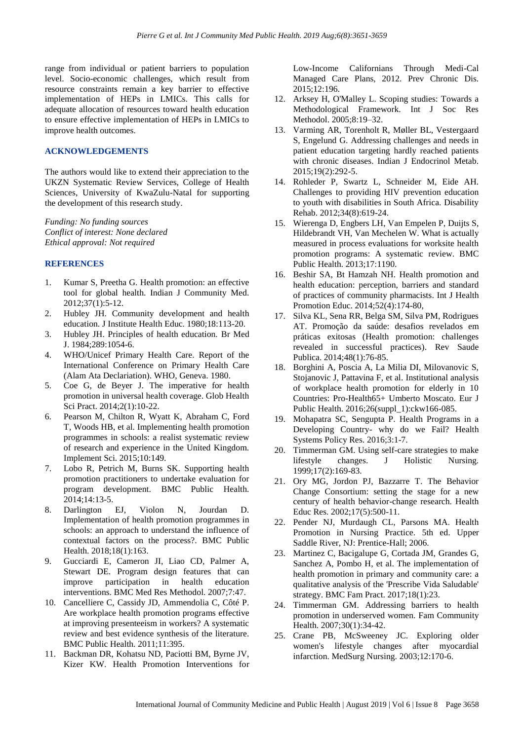range from individual or patient barriers to population level. Socio-economic challenges, which result from resource constraints remain a key barrier to effective implementation of HEPs in LMICs. This calls for adequate allocation of resources toward health education to ensure effective implementation of HEPs in LMICs to improve health outcomes.

## ACKNOWLEDGEMENTS

The authors would like to extend their appreciation to the UKZN Systematic Review Services, College of Health Sciences, University of KwaZulu-Natal for supporting the development of this research study.

*Funding: No funding sources*
*Conflict of interest: None declared*
*Ethical approval: Not required*

## REFERENCES

1. Kumar S, Preetha G. Health promotion: an effective tool for global health. Indian J Community Med. 2012;37(1):5-12.
2. Hubley JH. Community development and health education. J Institute Health Educ. 1980;18:113-20.
3. Hubley JH. Principles of health education. Br Med J. 1984;289:1054-6.
4. WHO/Unicef Primary Health Care. Report of the International Conference on Primary Health Care (Alam Ata Declariation). WHO, Geneva. 1980.
5. Coe G, de Beyer J. The imperative for health promotion in universal health coverage. Glob Health Sci Pract. 2014;2(1):10-22.
6. Pearson M, Chilton R, Wyatt K, Abraham C, Ford T, Woods HB, et al. Implementing health promotion programmes in schools: a realist systematic review of research and experience in the United Kingdom. Implement Sci. 2015;10:149.
7. Lobo R, Petrich M, Burns SK. Supporting health promotion practitioners to undertake evaluation for program development. BMC Public Health. 2014;14:13-5.
8. Darlington EJ, Violon N, Jourdan D. Implementation of health promotion programmes in schools: an approach to understand the influence of contextual factors on the process?. BMC Public Health. 2018;18(1):163.
9. Gucciardi E, Cameron JI, Liao CD, Palmer A, Stewart DE. Program design features that can improve participation in health education interventions. BMC Med Res Methodol. 2007;7:47.
10. Cancelliere C, Cassidy JD, Ammendolia C, Côté P. Are workplace health promotion programs effective at improving presenteeism in workers? A systematic review and best evidence synthesis of the literature. BMC Public Health. 2011;11:395.
11. Backman DR, Kohatsu ND, Paciotti BM, Byrne JV, Kizer KW. Health Promotion Interventions for Low-Income Californians Through Medi-Cal Managed Care Plans, 2012. Prev Chronic Dis. 2015;12:196.
12. Arksey H, O'Malley L. Scoping studies: Towards a Methodological Framework. Int J Soc Res Methodol. 2005;8:19–32.
13. Varming AR, Torenholt R, Møller BL, Vestergaard S, Engelund G. Addressing challenges and needs in patient education targeting hardly reached patients with chronic diseases. Indian J Endocrinol Metab. 2015;19(2):292-5.
14. Rohleder P, Swartz L, Schneider M, Eide AH. Challenges to providing HIV prevention education to youth with disabilities in South Africa. Disability Rehab. 2012;34(8):619-24.
15. Wierenga D, Engbers LH, Van Empelen P, Duijts S, Hildebrandt VH, Van Mechelen W. What is actually measured in process evaluations for worksite health promotion programs: A systematic review. BMC Public Health. 2013;17:1190.
16. Beshir SA, Bt Hamzah NH. Health promotion and health education: perception, barriers and standard of practices of community pharmacists. Int J Health Promotion Educ. 2014;52(4):174-80,
17. Silva KL, Sena RR, Belga SM, Silva PM, Rodrigues AT. Promoção da saúde: desafios revelados em práticas exitosas (Health promotion: challenges revealed in successful practices). Rev Saude Publica. 2014;48(1):76-85.
18. Borghini A, Poscia A, La Milia DI, Milovanovic S, Stojanovic J, Pattavina F, et al. Institutional analysis of workplace health promotion for elderly in 10 Countries: Pro-Health65+ Umberto Moscato. Eur J Public Health. 2016;26(suppl_1):ckw166-085.
19. Mohapatra SC, Sengupta P. Health Programs in a Developing Country- why do we Fail? Health Systems Policy Res. 2016;3:1-7.
20. Timmerman GM. Using self-care strategies to make lifestyle changes. J Holistic Nursing. 1999;17(2):169-83.
21. Ory MG, Jordon PJ, Bazzarre T. The Behavior Change Consortium: setting the stage for a new century of health behavior-change research. Health Educ Res. 2002;17(5):500-11.
22. Pender NJ, Murdaugh CL, Parsons MA. Health Promotion in Nursing Practice. 5th ed. Upper Saddle River, NJ: Prentice-Hall; 2006.
23. Martinez C, Bacigalupe G, Cortada JM, Grandes G, Sanchez A, Pombo H, et al. The implementation of health promotion in primary and community care: a qualitative analysis of the 'Prescribe Vida Saludable' strategy. BMC Fam Pract. 2017;18(1):23.
24. Timmerman GM. Addressing barriers to health promotion in underserved women. Fam Community Health. 2007;30(1):34-42.
25. Crane PB, McSweeney JC. Exploring older women's lifestyle changes after myocardial infarction. MedSurg Nursing. 2003;12:170-6.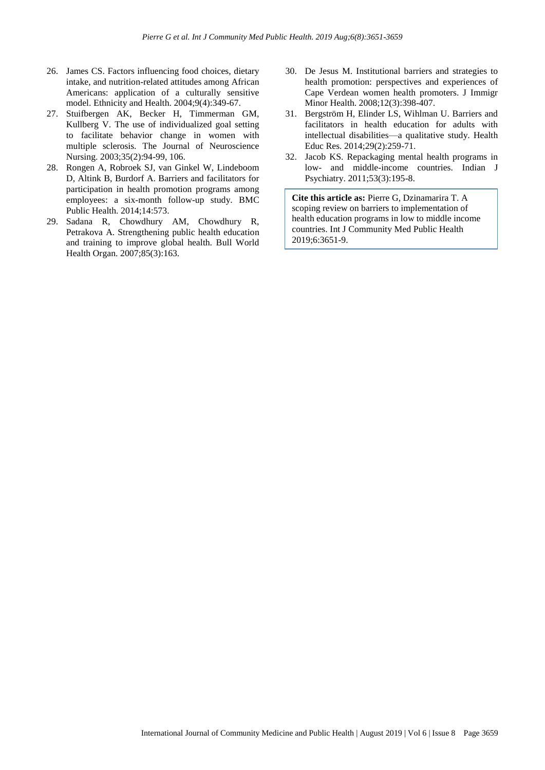26. James CS. Factors influencing food choices, dietary intake, and nutrition-related attitudes among African Americans: application of a culturally sensitive model. Ethnicity and Health. 2004;9(4):349-67.
27. Stuifbergen AK, Becker H, Timmerman GM, Kullberg V. The use of individualized goal setting to facilitate behavior change in women with multiple sclerosis. The Journal of Neuroscience Nursing. 2003;35(2):94-99, 106.
28. Rongen A, Robroek SJ, van Ginkel W, Lindeboom D, Altink B, Burdorf A. Barriers and facilitators for participation in health promotion programs among employees: a six-month follow-up study. BMC Public Health. 2014;14:573.
29. Sadana R, Chowdhury AM, Chowdhury R, Petrakova A. Strengthening public health education and training to improve global health. Bull World Health Organ. 2007;85(3):163.
30. De Jesus M. Institutional barriers and strategies to health promotion: perspectives and experiences of Cape Verdean women health promoters. J Immigr Minor Health. 2008;12(3):398-407.
31. Bergström H, Elinder LS, Wihlman U. Barriers and facilitators in health education for adults with intellectual disabilities—a qualitative study. Health Educ Res. 2014;29(2):259-71.
32. Jacob KS. Repackaging mental health programs in low- and middle-income countries. Indian J Psychiatry. 2011;53(3):195-8.

**Cite this article as:** Pierre G, Dzinamarira T. A scoping review on barriers to implementation of health education programs in low to middle income countries. Int J Community Med Public Health 2019;6:3651-9.